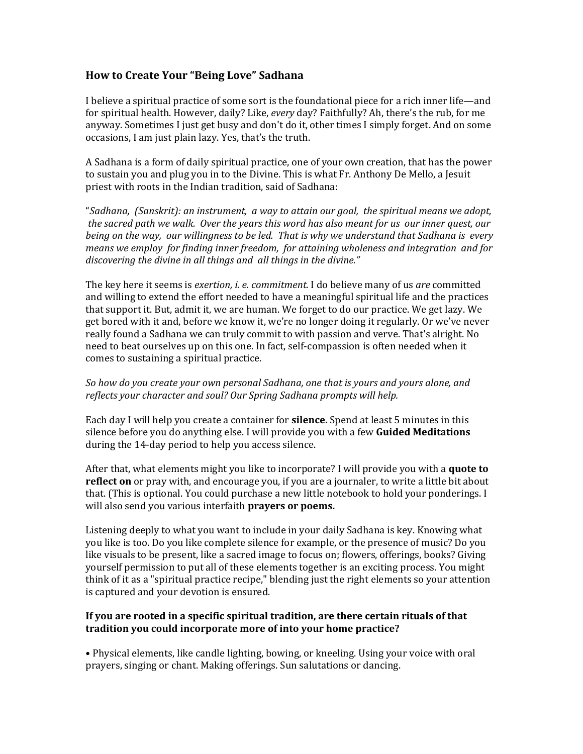## How to Create Your "Being Love" Sadhana

I believe a spiritual practice of some sort is the foundational piece for a rich inner life—and for spiritual health. However, daily? Like, *every* day? Faithfully? Ah, there's the rub, for me anyway. Sometimes I just get busy and don't do it, other times I simply forget. And on some occasions, I am just plain lazy. Yes, that's the truth.

A Sadhana is a form of daily spiritual practice, one of your own creation, that has the power to sustain you and plug you in to the Divine. This is what Fr. Anthony De Mello, a Jesuit priest with roots in the Indian tradition, said of Sadhana:

"*Sadhana, (Sanskrit): an instrument, a way to attain our goal, the spiritual means we adopt, the sacred path we walk. Over the years this word has also meant for us our inner quest, our being on the way, our willingness to be led. That is why we understand that Sadhana is every means we employ for finding inner freedom, for attaining wholeness and integration and for discovering the divine in all things and all things in the divine."*

The key here it seems is *exertion, i. e. commitment.* I do believe many of us *are* committed and willing to extend the effort needed to have a meaningful spiritual life and the practices that support it. But, admit it, we are human. We forget to do our practice. We get lazy. We get bored with it and, before we know it, we're no longer doing it regularly. Or we've never really found a Sadhana we can truly commit to with passion and verve. That's alright. No need to beat ourselves up on this one. In fact, self-compassion is often needed when it comes to sustaining a spiritual practice.

*So how do you create your own personal Sadhana, one that is yours and yours alone, and reflects your character and soul? Our Spring Sadhana prompts will help.*

Each day I will help you create a container for **silence.** Spend at least 5 minutes in this silence before you do anything else. I will provide you with a few **Guided Meditations** during the 14-day period to help you access silence.

After that, what elements might you like to incorporate? I will provide you with a **quote to reflect on** or pray with, and encourage you, if you are a journaler, to write a little bit about that. (This is optional. You could purchase a new little notebook to hold your ponderings. I will also send you various interfaith **prayers or poems.**

Listening deeply to what you want to include in your daily Sadhana is key. Knowing what you like is too. Do you like complete silence for example, or the presence of music? Do you like visuals to be present, like a sacred image to focus on; flowers, offerings, books? Giving yourself permission to put all of these elements together is an exciting process. You might think of it as a "spiritual practice recipe," blending just the right elements so your attention is captured and your devotion is ensured.

**If you are rooted in a specific spiritual tradition, are there certain rituals of that tradition you could incorporate more of into your home practice?**

- Physical elements, like candle lighting, bowing, or kneeling. Using your voice with oral prayers, singing or chant. Making offerings. Sun salutations or dancing.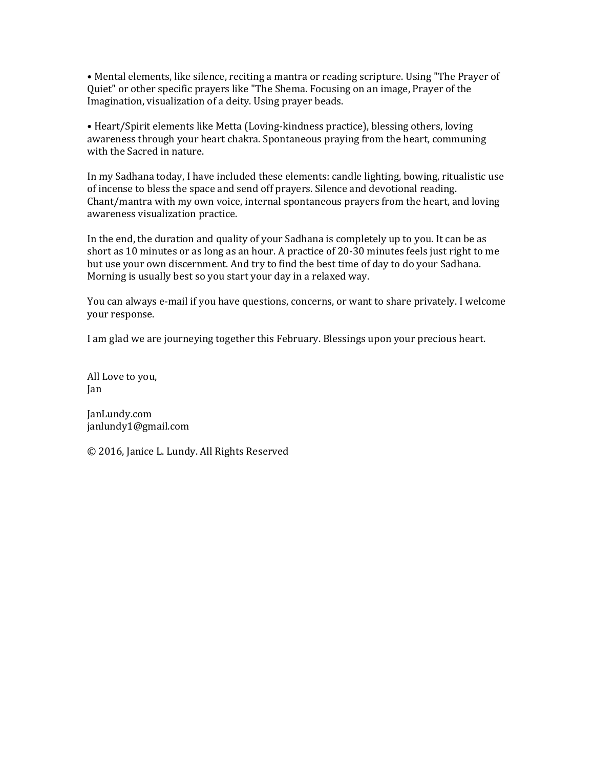- Mental elements, like silence, reciting a mantra or reading scripture. Using "The Prayer of Quiet" or other specific prayers like "The Shema. Focusing on an image, Prayer of the Imagination, visualization of a deity. Using prayer beads.

- Heart/Spirit elements like Metta (Loving-kindness practice), blessing others, loving awareness through your heart chakra. Spontaneous praying from the heart, communing with the Sacred in nature.

In my Sadhana today, I have included these elements: candle lighting, bowing, ritualistic use of incense to bless the space and send off prayers. Silence and devotional reading. Chant/mantra with my own voice, internal spontaneous prayers from the heart, and loving awareness visualization practice.

In the end, the duration and quality of your Sadhana is completely up to you. It can be as short as 10 minutes or as long as an hour. A practice of 20-30 minutes feels just right to me but use your own discernment. And try to find the best time of day to do your Sadhana. Morning is usually best so you start your day in a relaxed way.

You can always e-mail if you have questions, concerns, or want to share privately. I welcome your response.

I am glad we are journeying together this February. Blessings upon your precious heart.

All Love to you,
Jan

JanLundy.com
janlundy1@gmail.com

© 2016, Janice L. Lundy. All Rights Reserved